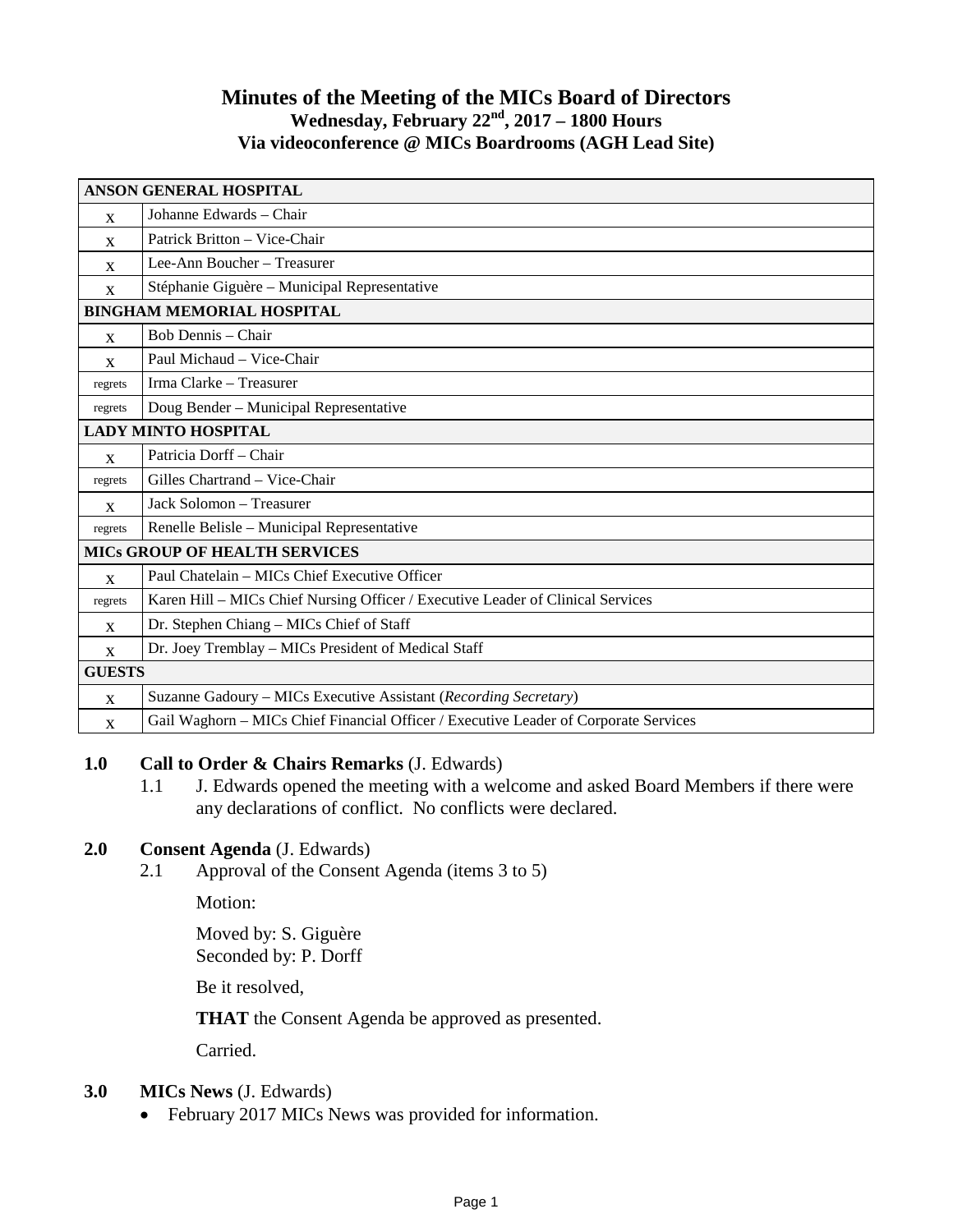# Minutes of the Meeting of the MICs Board of Directors

**Wednesday, February 22nd, 2017 – 1800 Hours**

**Via videoconference @ MICs Boardrooms (AGH Lead Site)**

| **ANSON GENERAL HOSPITAL** | |
|---|---|
| X | Johanne Edwards – Chair |
| X | Patrick Britton – Vice-Chair |
| X | Lee-Ann Boucher – Treasurer |
| X | Stéphanie Giguère – Municipal Representative |
| **BINGHAM MEMORIAL HOSPITAL** | |
| X | Bob Dennis – Chair |
| X | Paul Michaud – Vice-Chair |
| regrets | Irma Clarke – Treasurer |
| regrets | Doug Bender – Municipal Representative |
| **LADY MINTO HOSPITAL** | |
| X | Patricia Dorff – Chair |
| regrets | Gilles Chartrand – Vice-Chair |
| X | Jack Solomon – Treasurer |
| regrets | Renelle Belisle – Municipal Representative |
| **MICs GROUP OF HEALTH SERVICES** | |
| X | Paul Chatelain – MICs Chief Executive Officer |
| regrets | Karen Hill – MICs Chief Nursing Officer / Executive Leader of Clinical Services |
| X | Dr. Stephen Chiang – MICs Chief of Staff |
| X | Dr. Joey Tremblay – MICs President of Medical Staff |
| **GUESTS** | |
| X | Suzanne Gadoury – MICs Executive Assistant (*Recording Secretary*) |
| X | Gail Waghorn – MICs Chief Financial Officer / Executive Leader of Corporate Services |

**1.0 Call to Order & Chairs Remarks** (J. Edwards)

1.1 J. Edwards opened the meeting with a welcome and asked Board Members if there were any declarations of conflict. No conflicts were declared.

**2.0 Consent Agenda** (J. Edwards)

2.1 Approval of the Consent Agenda (items 3 to 5)

Motion:

Moved by: S. Giguère
Seconded by: P. Dorff

Be it resolved,

**THAT** the Consent Agenda be approved as presented.

Carried.

**3.0 MICs News** (J. Edwards)

- February 2017 MICs News was provided for information.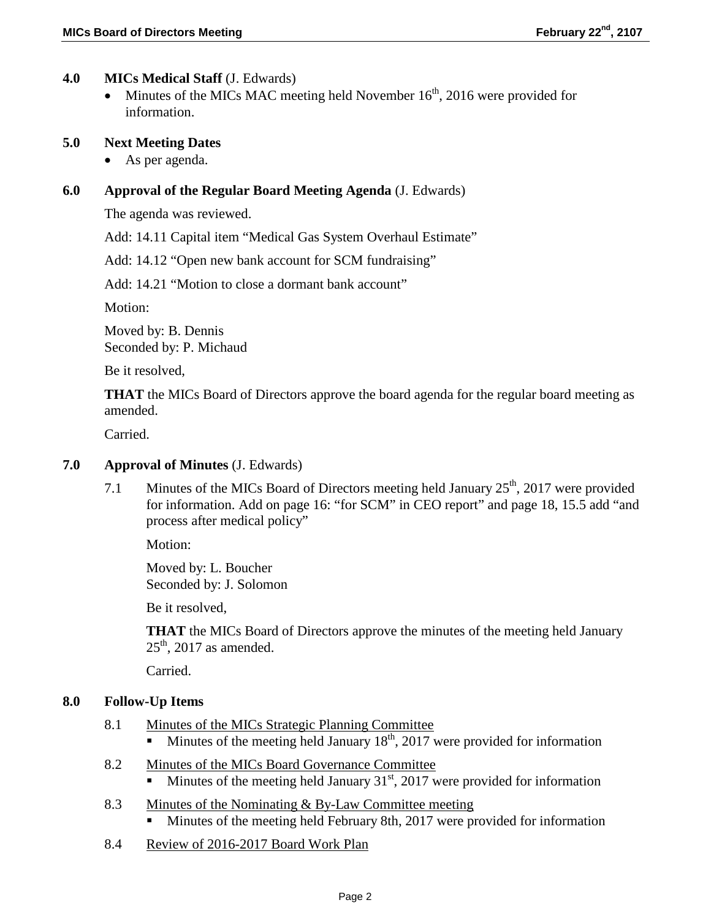## 4.0 MICs Medical Staff (J. Edwards)

- Minutes of the MICs MAC meeting held November 16th, 2016 were provided for information.

## 5.0 Next Meeting Dates

- As per agenda.

## 6.0 Approval of the Regular Board Meeting Agenda (J. Edwards)

The agenda was reviewed.

Add: 14.11 Capital item "Medical Gas System Overhaul Estimate"

Add: 14.12 "Open new bank account for SCM fundraising"

Add: 14.21 "Motion to close a dormant bank account"

Motion:

Moved by: B. Dennis
Seconded by: P. Michaud

Be it resolved,

**THAT** the MICs Board of Directors approve the board agenda for the regular board meeting as amended.

Carried.

## 7.0 Approval of Minutes (J. Edwards)

7.1 Minutes of the MICs Board of Directors meeting held January 25th, 2017 were provided for information. Add on page 16: "for SCM" in CEO report" and page 18, 15.5 add "and process after medical policy"

Motion:

Moved by: L. Boucher
Seconded by: J. Solomon

Be it resolved,

**THAT** the MICs Board of Directors approve the minutes of the meeting held January 25th, 2017 as amended.

Carried.

## 8.0 Follow-Up Items

8.1 Minutes of the MICs Strategic Planning Committee
- Minutes of the meeting held January 18th, 2017 were provided for information

8.2 Minutes of the MICs Board Governance Committee
- Minutes of the meeting held January 31st, 2017 were provided for information

8.3 Minutes of the Nominating & By-Law Committee meeting
- Minutes of the meeting held February 8th, 2017 were provided for information

8.4 Review of 2016-2017 Board Work Plan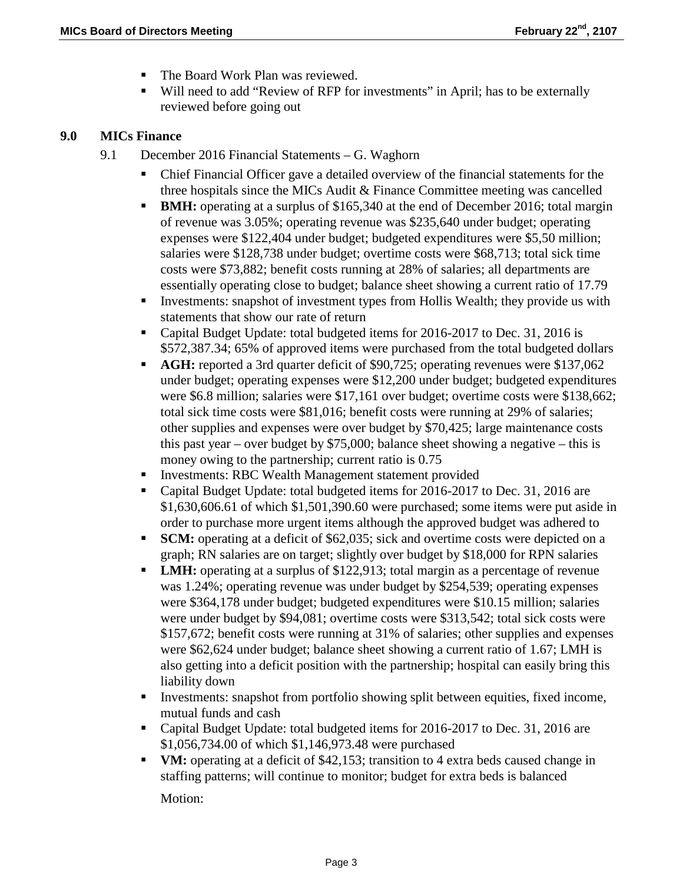- The Board Work Plan was reviewed.
- Will need to add "Review of RFP for investments" in April; has to be externally reviewed before going out

## 9.0 MICs Finance

9.1 December 2016 Financial Statements – G. Waghorn

- Chief Financial Officer gave a detailed overview of the financial statements for the three hospitals since the MICs Audit & Finance Committee meeting was cancelled
- **BMH:** operating at a surplus of $165,340 at the end of December 2016; total margin of revenue was 3.05%; operating revenue was $235,640 under budget; operating expenses were $122,404 under budget; budgeted expenditures were $5,50 million; salaries were $128,738 under budget; overtime costs were $68,713; total sick time costs were $73,882; benefit costs running at 28% of salaries; all departments are essentially operating close to budget; balance sheet showing a current ratio of 17.79
- Investments: snapshot of investment types from Hollis Wealth; they provide us with statements that show our rate of return
- Capital Budget Update: total budgeted items for 2016-2017 to Dec. 31, 2016 is $572,387.34; 65% of approved items were purchased from the total budgeted dollars
- **AGH:** reported a 3rd quarter deficit of $90,725; operating revenues were $137,062 under budget; operating expenses were $12,200 under budget; budgeted expenditures were $6.8 million; salaries were $17,161 over budget; overtime costs were $138,662; total sick time costs were $81,016; benefit costs were running at 29% of salaries; other supplies and expenses were over budget by $70,425; large maintenance costs this past year – over budget by $75,000; balance sheet showing a negative – this is money owing to the partnership; current ratio is 0.75
- Investments: RBC Wealth Management statement provided
- Capital Budget Update: total budgeted items for 2016-2017 to Dec. 31, 2016 are $1,630,606.61 of which $1,501,390.60 were purchased; some items were put aside in order to purchase more urgent items although the approved budget was adhered to
- **SCM:** operating at a deficit of $62,035; sick and overtime costs were depicted on a graph; RN salaries are on target; slightly over budget by $18,000 for RPN salaries
- **LMH:** operating at a surplus of $122,913; total margin as a percentage of revenue was 1.24%; operating revenue was under budget by $254,539; operating expenses were $364,178 under budget; budgeted expenditures were $10.15 million; salaries were under budget by $94,081; overtime costs were $313,542; total sick costs were $157,672; benefit costs were running at 31% of salaries; other supplies and expenses were $62,624 under budget; balance sheet showing a current ratio of 1.67; LMH is also getting into a deficit position with the partnership; hospital can easily bring this liability down
- Investments: snapshot from portfolio showing split between equities, fixed income, mutual funds and cash
- Capital Budget Update: total budgeted items for 2016-2017 to Dec. 31, 2016 are $1,056,734.00 of which $1,146,973.48 were purchased
- **VM:** operating at a deficit of $42,153; transition to 4 extra beds caused change in staffing patterns; will continue to monitor; budget for extra beds is balanced

  Motion: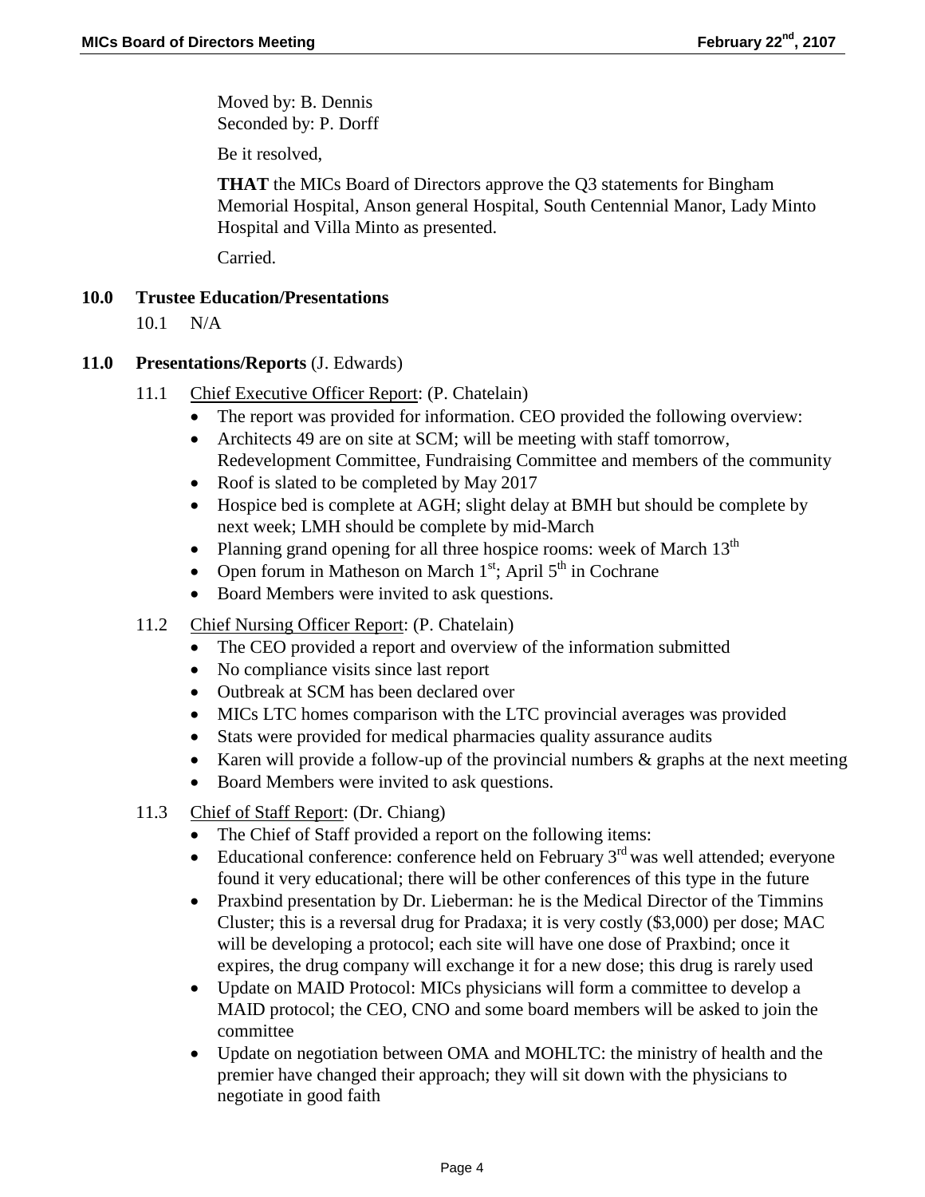Moved by: B. Dennis
Seconded by: P. Dorff

Be it resolved,

**THAT** the MICs Board of Directors approve the Q3 statements for Bingham Memorial Hospital, Anson general Hospital, South Centennial Manor, Lady Minto Hospital and Villa Minto as presented.

Carried.

## 10.0 Trustee Education/Presentations

10.1 N/A

## 11.0 Presentations/Reports (J. Edwards)

11.1 Chief Executive Officer Report: (P. Chatelain)

- The report was provided for information. CEO provided the following overview:
- Architects 49 are on site at SCM; will be meeting with staff tomorrow, Redevelopment Committee, Fundraising Committee and members of the community
- Roof is slated to be completed by May 2017
- Hospice bed is complete at AGH; slight delay at BMH but should be complete by next week; LMH should be complete by mid-March
- Planning grand opening for all three hospice rooms: week of March 13th
- Open forum in Matheson on March 1st; April 5th in Cochrane
- Board Members were invited to ask questions.

11.2 Chief Nursing Officer Report: (P. Chatelain)

- The CEO provided a report and overview of the information submitted
- No compliance visits since last report
- Outbreak at SCM has been declared over
- MICs LTC homes comparison with the LTC provincial averages was provided
- Stats were provided for medical pharmacies quality assurance audits
- Karen will provide a follow-up of the provincial numbers & graphs at the next meeting
- Board Members were invited to ask questions.

11.3 Chief of Staff Report: (Dr. Chiang)

- The Chief of Staff provided a report on the following items:
- Educational conference: conference held on February 3rd was well attended; everyone found it very educational; there will be other conferences of this type in the future
- Praxbind presentation by Dr. Lieberman: he is the Medical Director of the Timmins Cluster; this is a reversal drug for Pradaxa; it is very costly ($3,000) per dose; MAC will be developing a protocol; each site will have one dose of Praxbind; once it expires, the drug company will exchange it for a new dose; this drug is rarely used
- Update on MAID Protocol: MICs physicians will form a committee to develop a MAID protocol; the CEO, CNO and some board members will be asked to join the committee
- Update on negotiation between OMA and MOHLTC: the ministry of health and the premier have changed their approach; they will sit down with the physicians to negotiate in good faith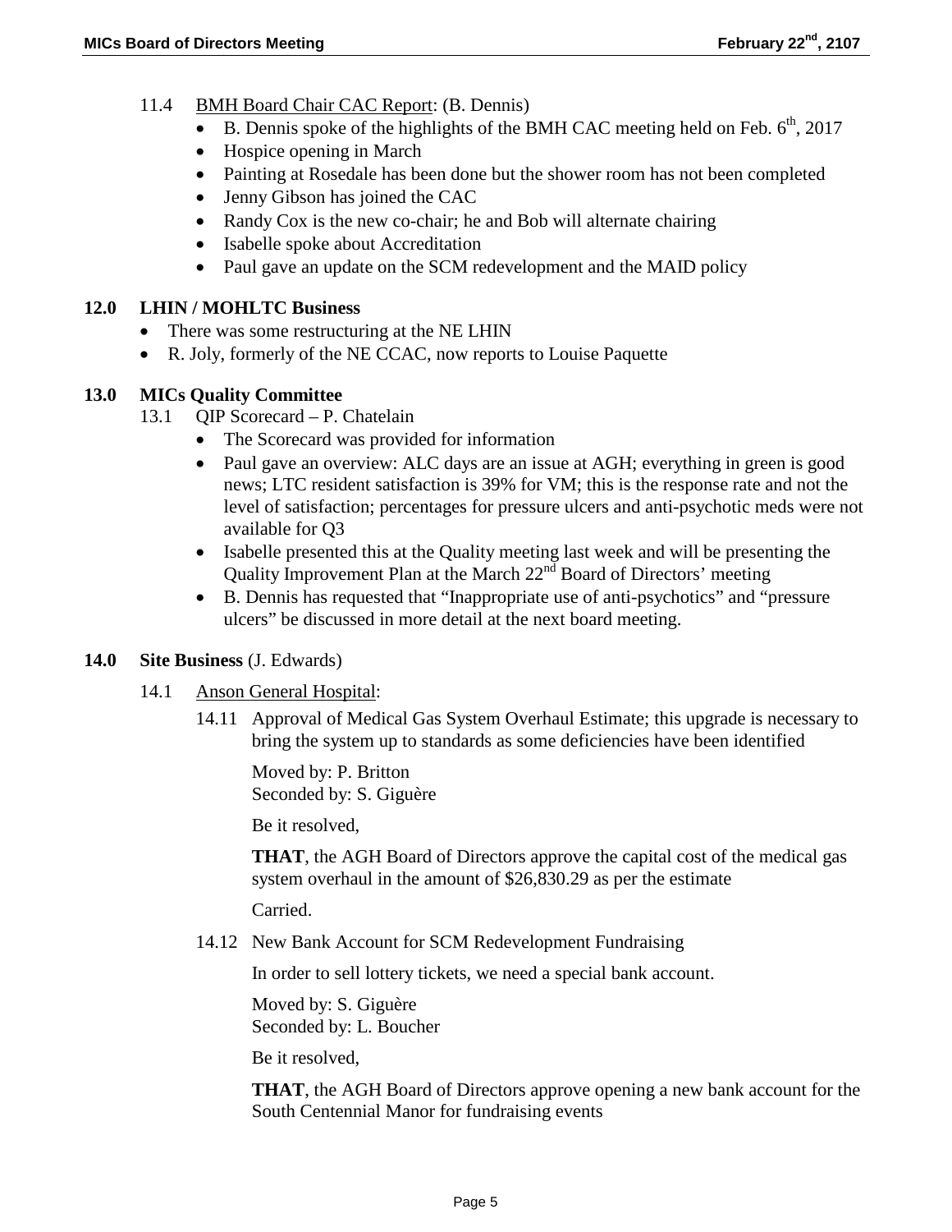11.4 BMH Board Chair CAC Report: (B. Dennis)

- B. Dennis spoke of the highlights of the BMH CAC meeting held on Feb. 6th, 2017
- Hospice opening in March
- Painting at Rosedale has been done but the shower room has not been completed
- Jenny Gibson has joined the CAC
- Randy Cox is the new co-chair; he and Bob will alternate chairing
- Isabelle spoke about Accreditation
- Paul gave an update on the SCM redevelopment and the MAID policy

## 12.0 LHIN / MOHLTC Business

- There was some restructuring at the NE LHIN
- R. Joly, formerly of the NE CCAC, now reports to Louise Paquette

## 13.0 MICs Quality Committee

13.1 QIP Scorecard – P. Chatelain

- The Scorecard was provided for information
- Paul gave an overview: ALC days are an issue at AGH; everything in green is good news; LTC resident satisfaction is 39% for VM; this is the response rate and not the level of satisfaction; percentages for pressure ulcers and anti-psychotic meds were not available for Q3
- Isabelle presented this at the Quality meeting last week and will be presenting the Quality Improvement Plan at the March 22nd Board of Directors' meeting
- B. Dennis has requested that "Inappropriate use of anti-psychotics" and "pressure ulcers" be discussed in more detail at the next board meeting.

## 14.0 Site Business (J. Edwards)

14.1 Anson General Hospital:

14.11 Approval of Medical Gas System Overhaul Estimate; this upgrade is necessary to bring the system up to standards as some deficiencies have been identified

Moved by: P. Britton
Seconded by: S. Giguère

Be it resolved,

**THAT**, the AGH Board of Directors approve the capital cost of the medical gas system overhaul in the amount of $26,830.29 as per the estimate

Carried.

14.12 New Bank Account for SCM Redevelopment Fundraising

In order to sell lottery tickets, we need a special bank account.

Moved by: S. Giguère
Seconded by: L. Boucher

Be it resolved,

**THAT**, the AGH Board of Directors approve opening a new bank account for the South Centennial Manor for fundraising events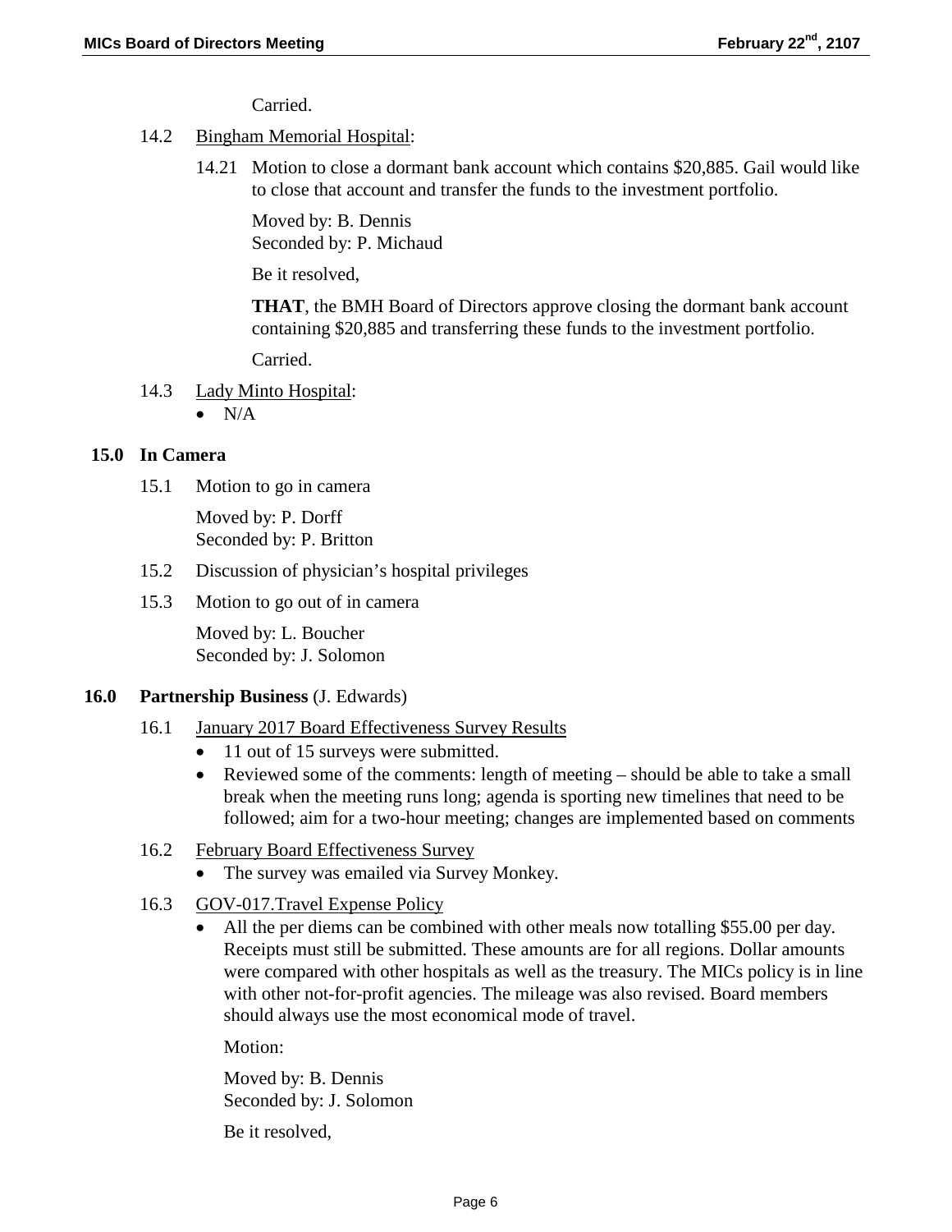Carried.

14.2 Bingham Memorial Hospital:

14.21 Motion to close a dormant bank account which contains $20,885. Gail would like to close that account and transfer the funds to the investment portfolio.

Moved by: B. Dennis
Seconded by: P. Michaud

Be it resolved,

**THAT**, the BMH Board of Directors approve closing the dormant bank account containing $20,885 and transferring these funds to the investment portfolio.

Carried.

14.3 Lady Minto Hospital:

- N/A

## 15.0 In Camera

15.1 Motion to go in camera

Moved by: P. Dorff
Seconded by: P. Britton

15.2 Discussion of physician's hospital privileges

15.3 Motion to go out of in camera

Moved by: L. Boucher
Seconded by: J. Solomon

## 16.0 Partnership Business (J. Edwards)

16.1 January 2017 Board Effectiveness Survey Results

- 11 out of 15 surveys were submitted.
- Reviewed some of the comments: length of meeting – should be able to take a small break when the meeting runs long; agenda is sporting new timelines that need to be followed; aim for a two-hour meeting; changes are implemented based on comments

16.2 February Board Effectiveness Survey

- The survey was emailed via Survey Monkey.

16.3 GOV-017.Travel Expense Policy

- All the per diems can be combined with other meals now totalling $55.00 per day. Receipts must still be submitted. These amounts are for all regions. Dollar amounts were compared with other hospitals as well as the treasury. The MICs policy is in line with other not-for-profit agencies. The mileage was also revised. Board members should always use the most economical mode of travel.

  Motion:

  Moved by: B. Dennis
  Seconded by: J. Solomon

  Be it resolved,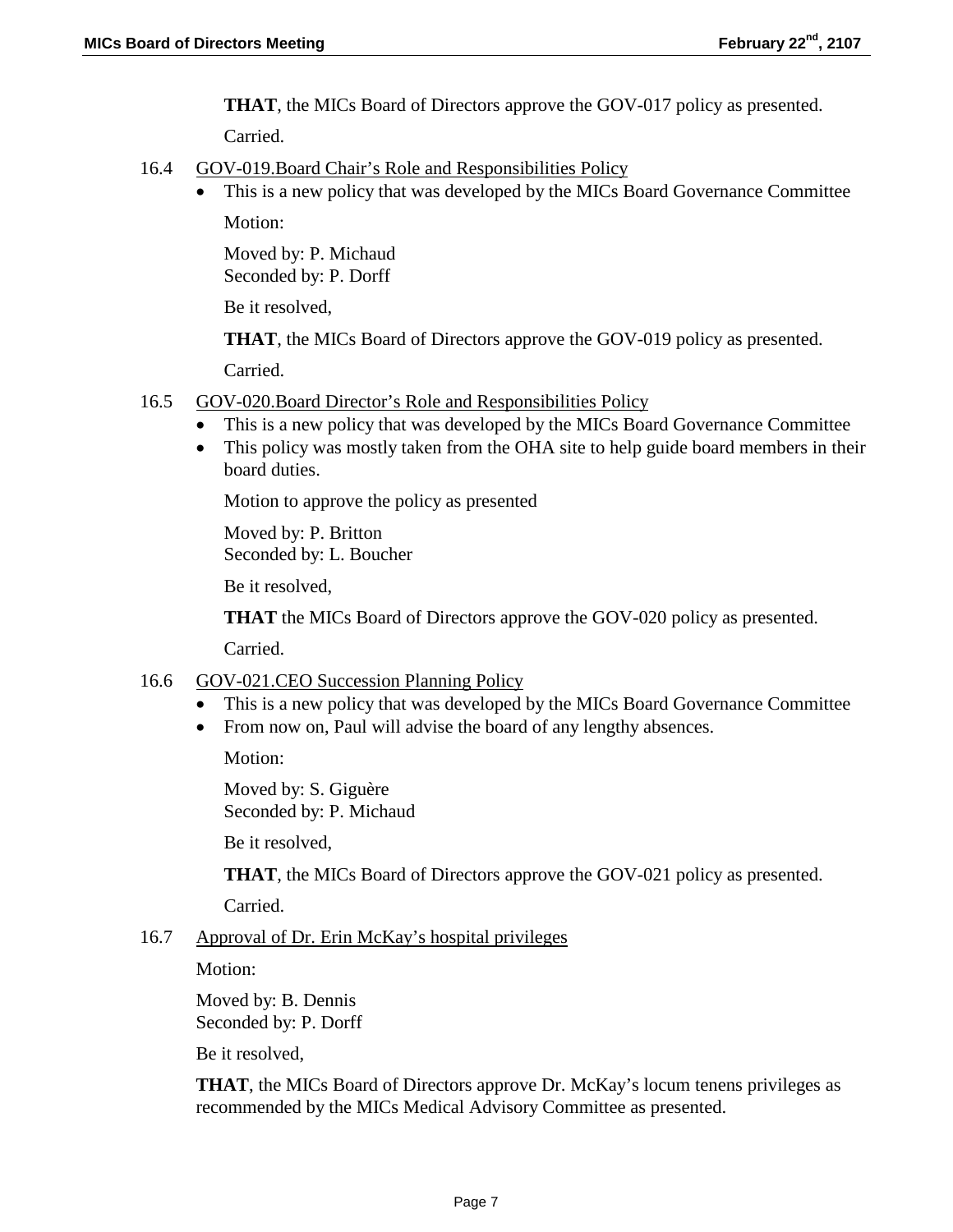**THAT**, the MICs Board of Directors approve the GOV-017 policy as presented.

Carried.

16.4 GOV-019.Board Chair's Role and Responsibilities Policy

- This is a new policy that was developed by the MICs Board Governance Committee

Motion:

Moved by: P. Michaud
Seconded by: P. Dorff

Be it resolved,

**THAT**, the MICs Board of Directors approve the GOV-019 policy as presented.

Carried.

16.5 GOV-020.Board Director's Role and Responsibilities Policy

- This is a new policy that was developed by the MICs Board Governance Committee
- This policy was mostly taken from the OHA site to help guide board members in their board duties.

Motion to approve the policy as presented

Moved by: P. Britton
Seconded by: L. Boucher

Be it resolved,

**THAT** the MICs Board of Directors approve the GOV-020 policy as presented.

Carried.

16.6 GOV-021.CEO Succession Planning Policy

- This is a new policy that was developed by the MICs Board Governance Committee
- From now on, Paul will advise the board of any lengthy absences.

Motion:

Moved by: S. Giguère
Seconded by: P. Michaud

Be it resolved,

**THAT**, the MICs Board of Directors approve the GOV-021 policy as presented.

Carried.

16.7 Approval of Dr. Erin McKay's hospital privileges

Motion:

Moved by: B. Dennis
Seconded by: P. Dorff

Be it resolved,

**THAT**, the MICs Board of Directors approve Dr. McKay's locum tenens privileges as recommended by the MICs Medical Advisory Committee as presented.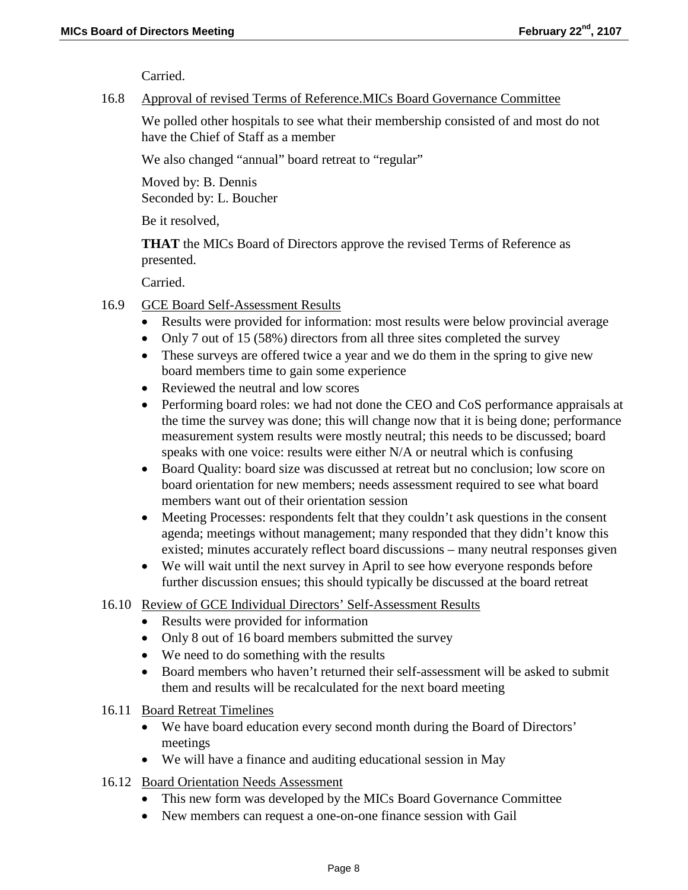Carried.

16.8 Approval of revised Terms of Reference.MICs Board Governance Committee

We polled other hospitals to see what their membership consisted of and most do not have the Chief of Staff as a member

We also changed "annual" board retreat to "regular"

Moved by: B. Dennis
Seconded by: L. Boucher

Be it resolved,

**THAT** the MICs Board of Directors approve the revised Terms of Reference as presented.

Carried.

16.9 GCE Board Self-Assessment Results

- Results were provided for information: most results were below provincial average
- Only 7 out of 15 (58%) directors from all three sites completed the survey
- These surveys are offered twice a year and we do them in the spring to give new board members time to gain some experience
- Reviewed the neutral and low scores
- Performing board roles: we had not done the CEO and CoS performance appraisals at the time the survey was done; this will change now that it is being done; performance measurement system results were mostly neutral; this needs to be discussed; board speaks with one voice: results were either N/A or neutral which is confusing
- Board Quality: board size was discussed at retreat but no conclusion; low score on board orientation for new members; needs assessment required to see what board members want out of their orientation session
- Meeting Processes: respondents felt that they couldn't ask questions in the consent agenda; meetings without management; many responded that they didn't know this existed; minutes accurately reflect board discussions – many neutral responses given
- We will wait until the next survey in April to see how everyone responds before further discussion ensues; this should typically be discussed at the board retreat

16.10 Review of GCE Individual Directors' Self-Assessment Results

- Results were provided for information
- Only 8 out of 16 board members submitted the survey
- We need to do something with the results
- Board members who haven't returned their self-assessment will be asked to submit them and results will be recalculated for the next board meeting

16.11 Board Retreat Timelines

- We have board education every second month during the Board of Directors' meetings
- We will have a finance and auditing educational session in May

16.12 Board Orientation Needs Assessment

- This new form was developed by the MICs Board Governance Committee
- New members can request a one-on-one finance session with Gail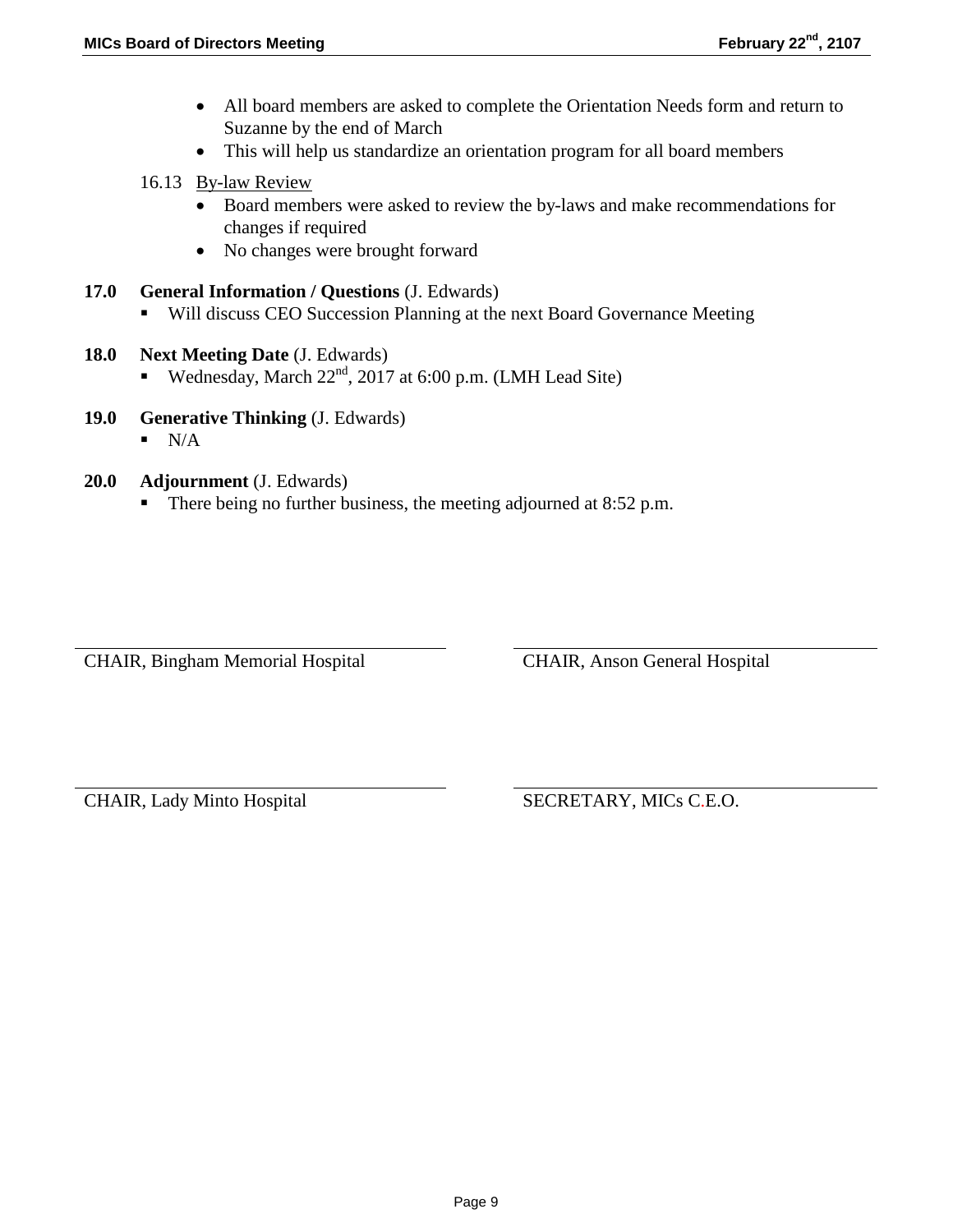- All board members are asked to complete the Orientation Needs form and return to Suzanne by the end of March
- This will help us standardize an orientation program for all board members

16.13 By-law Review

- Board members were asked to review the by-laws and make recommendations for changes if required
- No changes were brought forward

**17.0 General Information / Questions** (J. Edwards)

- Will discuss CEO Succession Planning at the next Board Governance Meeting

**18.0 Next Meeting Date** (J. Edwards)

- Wednesday, March 22nd, 2017 at 6:00 p.m. (LMH Lead Site)

**19.0 Generative Thinking** (J. Edwards)

- N/A

**20.0 Adjournment** (J. Edwards)

- There being no further business, the meeting adjourned at 8:52 p.m.

CHAIR, Bingham Memorial Hospital

CHAIR, Anson General Hospital

CHAIR, Lady Minto Hospital

SECRETARY, MICs C.E.O.